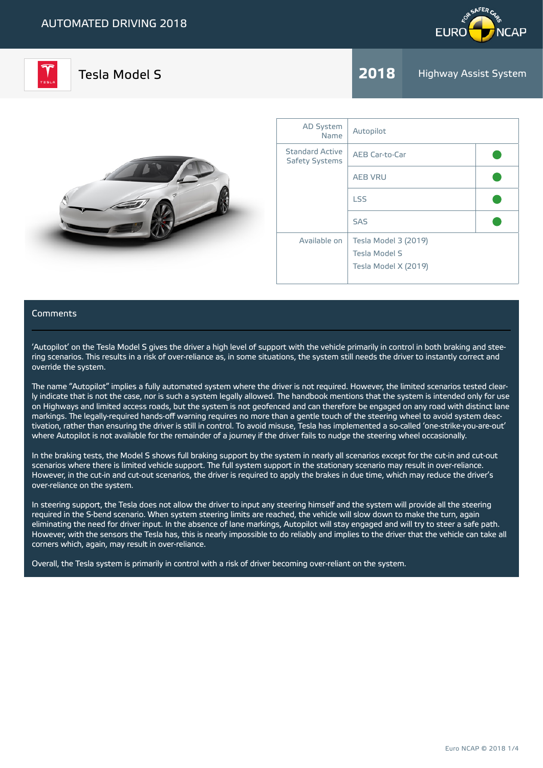AUTOMATED DRIVING 2018

# Tesla Model S

**2018** Highway Assist System

| | | |
|---|---|---|
| AD System Name | Autopilot | |
| Standard Active Safety Systems | AEB Car-to-Car | ● |
| | AEB VRU | ● |
| | LSS | ● |
| | SAS | ● |
| Available on | Tesla Model 3 (2019)<br>Tesla Model S<br>Tesla Model X (2019) | |

## Comments

'Autopilot' on the Tesla Model S gives the driver a high level of support with the vehicle primarily in control in both braking and steering scenarios. This results in a risk of over-reliance as, in some situations, the system still needs the driver to instantly correct and override the system.

The name "Autopilot" implies a fully automated system where the driver is not required. However, the limited scenarios tested clearly indicate that is not the case, nor is such a system legally allowed. The handbook mentions that the system is intended only for use on Highways and limited access roads, but the system is not geofenced and can therefore be engaged on any road with distinct lane markings. The legally-required hands-off warning requires no more than a gentle touch of the steering wheel to avoid system deactivation, rather than ensuring the driver is still in control. To avoid misuse, Tesla has implemented a so-called 'one-strike-you-are-out' where Autopilot is not available for the remainder of a journey if the driver fails to nudge the steering wheel occasionally.

In the braking tests, the Model S shows full braking support by the system in nearly all scenarios except for the cut-in and cut-out scenarios where there is limited vehicle support. The full system support in the stationary scenario may result in over-reliance. However, in the cut-in and cut-out scenarios, the driver is required to apply the brakes in due time, which may reduce the driver's over-reliance on the system.

In steering support, the Tesla does not allow the driver to input any steering himself and the system will provide all the steering required in the S-bend scenario. When system steering limits are reached, the vehicle will slow down to make the turn, again eliminating the need for driver input. In the absence of lane markings, Autopilot will stay engaged and will try to steer a safe path. However, with the sensors the Tesla has, this is nearly impossible to do reliably and implies to the driver that the vehicle can take all corners which, again, may result in over-reliance.

Overall, the Tesla system is primarily in control with a risk of driver becoming over-reliant on the system.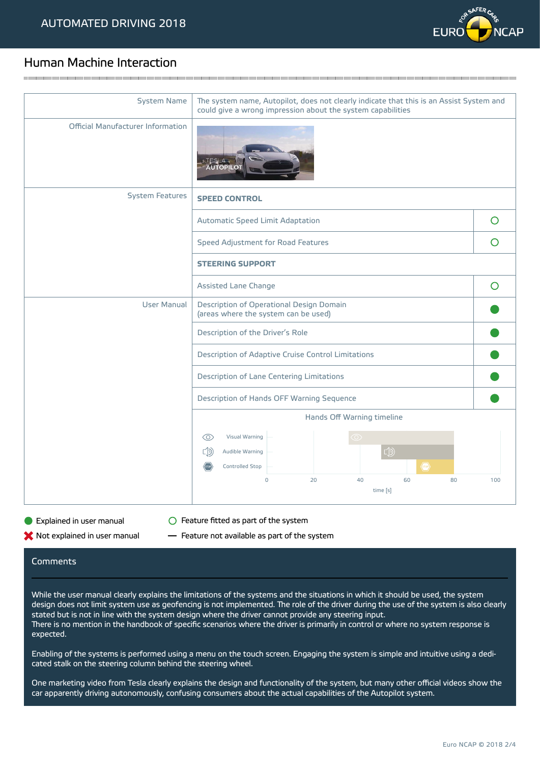## Human Machine Interaction

| | | |
|---|---|---|
| System Name | The system name, Autopilot, does not clearly indicate that this is an Assist System and could give a wrong impression about the system capabilities | |
| Official Manufacturer Information | TESLA AUTOPILOT | |
| System Features | **SPEED CONTROL** | |
| | Automatic Speed Limit Adaptation | ○ |
| | Speed Adjustment for Road Features | ○ |
| | **STEERING SUPPORT** | |
| | Assisted Lane Change | ○ |
| User Manual | Description of Operational Design Domain (areas where the system can be used) | ● |
| | Description of the Driver's Role | ● |
| | Description of Adaptive Cruise Control Limitations | ● |
| | Description of Lane Centering Limitations | ● |
| | Description of Hands OFF Warning Sequence | ● |
| | Hands Off Warning timeline | |

Hands Off Warning timeline (time [s]: 0, 20, 40, 60, 80, 100)

- Visual Warning
- Audible Warning
- Controlled Stop

● Explained in user manual
✖ Not explained in user manual
○ Feature fitted as part of the system
— Feature not available as part of the system

### Comments

While the user manual clearly explains the limitations of the systems and the situations in which it should be used, the system design does not limit system use as geofencing is not implemented. The role of the driver during the use of the system is also clearly stated but is not in line with the system design where the driver cannot provide any steering input.
There is no mention in the handbook of specific scenarios where the driver is primarily in control or where no system response is expected.

Enabling of the systems is performed using a menu on the touch screen. Engaging the system is simple and intuitive using a dedicated stalk on the steering column behind the steering wheel.

One marketing video from Tesla clearly explains the design and functionality of the system, but many other official videos show the car apparently driving autonomously, confusing consumers about the actual capabilities of the Autopilot system.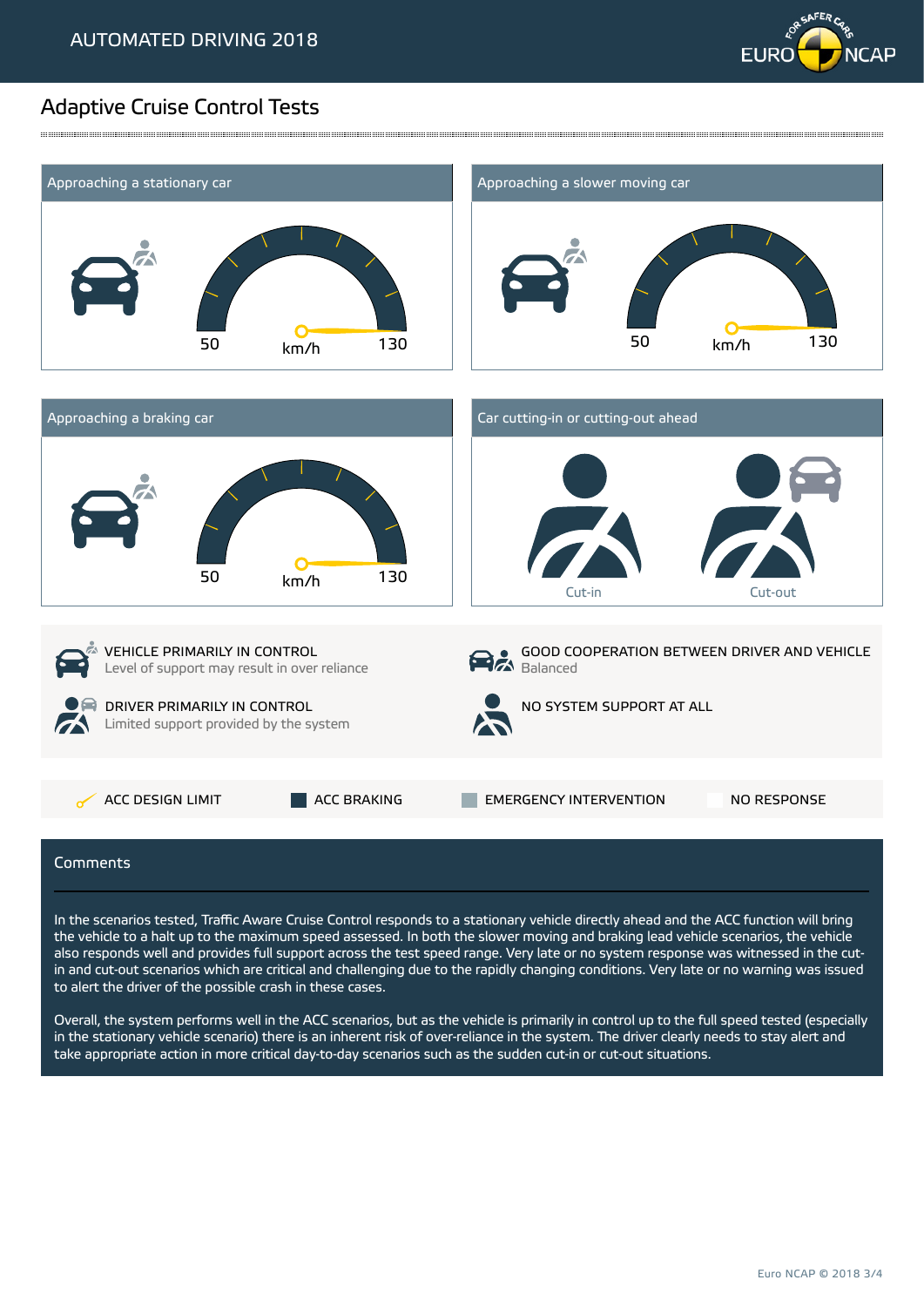# AUTOMATED DRIVING 2018

## Adaptive Cruise Control Tests

### Approaching a stationary car

50 km/h 130

### Approaching a slower moving car

50 km/h 130

### Approaching a braking car

50 km/h 130

### Car cutting-in or cutting-out ahead

Cut-in

Cut-out

---

VEHICLE PRIMARILY IN CONTROL
Level of support may result in over reliance

GOOD COOPERATION BETWEEN DRIVER AND VEHICLE
Balanced

DRIVER PRIMARILY IN CONTROL
Limited support provided by the system

NO SYSTEM SUPPORT AT ALL

ACC DESIGN LIMIT | ACC BRAKING | EMERGENCY INTERVENTION | NO RESPONSE

## Comments

In the scenarios tested, Traffic Aware Cruise Control responds to a stationary vehicle directly ahead and the ACC function will bring the vehicle to a halt up to the maximum speed assessed. In both the slower moving and braking lead vehicle scenarios, the vehicle also responds well and provides full support across the test speed range. Very late or no system response was witnessed in the cut-in and cut-out scenarios which are critical and challenging due to the rapidly changing conditions. Very late or no warning was issued to alert the driver of the possible crash in these cases.

Overall, the system performs well in the ACC scenarios, but as the vehicle is primarily in control up to the full speed tested (especially in the stationary vehicle scenario) there is an inherent risk of over-reliance in the system. The driver clearly needs to stay alert and take appropriate action in more critical day-to-day scenarios such as the sudden cut-in or cut-out situations.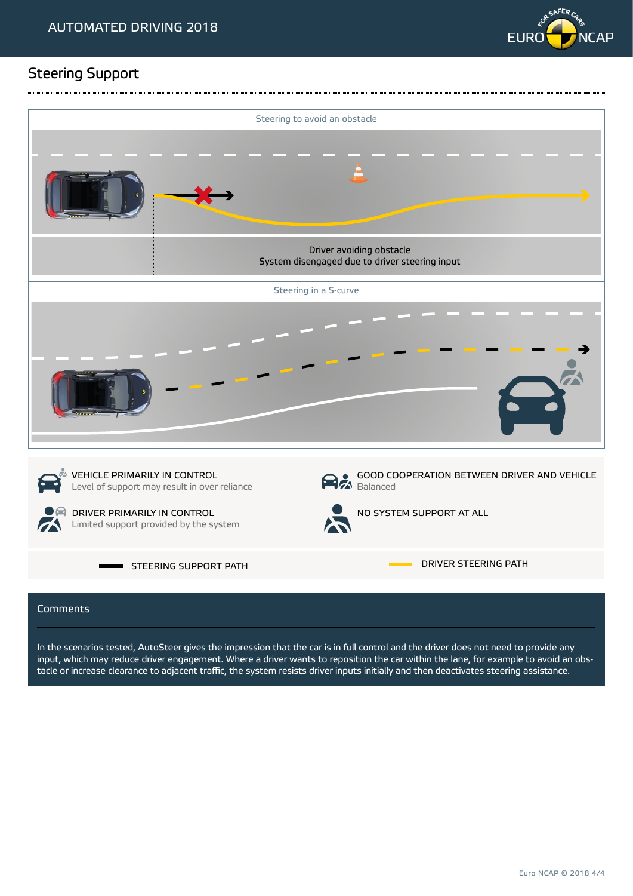## Steering Support

Steering to avoid an obstacle

Driver avoiding obstacle
System disengaged due to driver steering input

Steering in a S-curve

VEHICLE PRIMARILY IN CONTROL
Level of support may result in over reliance

GOOD COOPERATION BETWEEN DRIVER AND VEHICLE
Balanced

DRIVER PRIMARILY IN CONTROL
Limited support provided by the system

NO SYSTEM SUPPORT AT ALL

STEERING SUPPORT PATH

DRIVER STEERING PATH

### Comments

In the scenarios tested, AutoSteer gives the impression that the car is in full control and the driver does not need to provide any input, which may reduce driver engagement. Where a driver wants to reposition the car within the lane, for example to avoid an obstacle or increase clearance to adjacent traffic, the system resists driver inputs initially and then deactivates steering assistance.